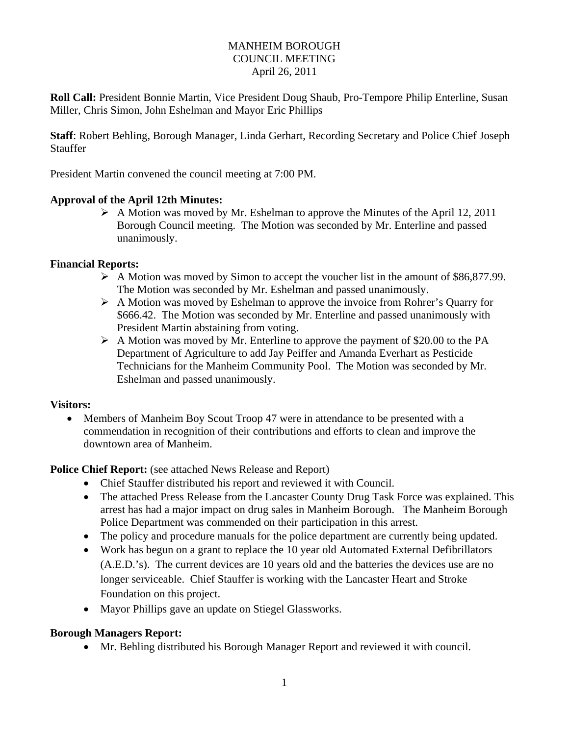# MANHEIM BOROUGH
## COUNCIL MEETING
### April 26, 2011

**Roll Call:** President Bonnie Martin, Vice President Doug Shaub, Pro-Tempore Philip Enterline, Susan Miller, Chris Simon, John Eshelman and Mayor Eric Phillips

**Staff**: Robert Behling, Borough Manager, Linda Gerhart, Recording Secretary and Police Chief Joseph Stauffer

President Martin convened the council meeting at 7:00 PM.

**Approval of the April 12th Minutes:**

- A Motion was moved by Mr. Eshelman to approve the Minutes of the April 12, 2011 Borough Council meeting. The Motion was seconded by Mr. Enterline and passed unanimously.

**Financial Reports:**

- A Motion was moved by Simon to accept the voucher list in the amount of $86,877.99. The Motion was seconded by Mr. Eshelman and passed unanimously.
- A Motion was moved by Eshelman to approve the invoice from Rohrer's Quarry for $666.42. The Motion was seconded by Mr. Enterline and passed unanimously with President Martin abstaining from voting.
- A Motion was moved by Mr. Enterline to approve the payment of $20.00 to the PA Department of Agriculture to add Jay Peiffer and Amanda Everhart as Pesticide Technicians for the Manheim Community Pool. The Motion was seconded by Mr. Eshelman and passed unanimously.

**Visitors:**

- Members of Manheim Boy Scout Troop 47 were in attendance to be presented with a commendation in recognition of their contributions and efforts to clean and improve the downtown area of Manheim.

**Police Chief Report:** (see attached News Release and Report)

- Chief Stauffer distributed his report and reviewed it with Council.
- The attached Press Release from the Lancaster County Drug Task Force was explained. This arrest has had a major impact on drug sales in Manheim Borough. The Manheim Borough Police Department was commended on their participation in this arrest.
- The policy and procedure manuals for the police department are currently being updated.
- Work has begun on a grant to replace the 10 year old Automated External Defibrillators (A.E.D.'s). The current devices are 10 years old and the batteries the devices use are no longer serviceable. Chief Stauffer is working with the Lancaster Heart and Stroke Foundation on this project.
- Mayor Phillips gave an update on Stiegel Glassworks.

**Borough Managers Report:**

- Mr. Behling distributed his Borough Manager Report and reviewed it with council.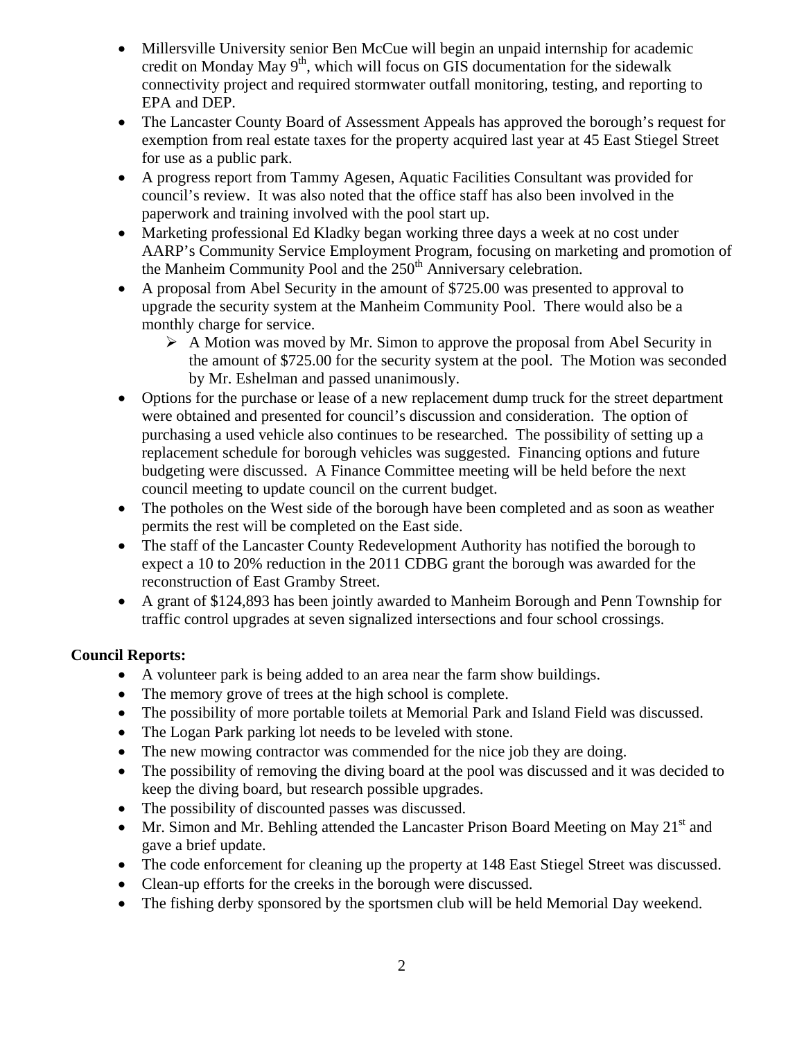- Millersville University senior Ben McCue will begin an unpaid internship for academic credit on Monday May 9th, which will focus on GIS documentation for the sidewalk connectivity project and required stormwater outfall monitoring, testing, and reporting to EPA and DEP.
- The Lancaster County Board of Assessment Appeals has approved the borough's request for exemption from real estate taxes for the property acquired last year at 45 East Stiegel Street for use as a public park.
- A progress report from Tammy Agesen, Aquatic Facilities Consultant was provided for council's review. It was also noted that the office staff has also been involved in the paperwork and training involved with the pool start up.
- Marketing professional Ed Kladky began working three days a week at no cost under AARP's Community Service Employment Program, focusing on marketing and promotion of the Manheim Community Pool and the 250th Anniversary celebration.
- A proposal from Abel Security in the amount of $725.00 was presented to approval to upgrade the security system at the Manheim Community Pool. There would also be a monthly charge for service.
  - A Motion was moved by Mr. Simon to approve the proposal from Abel Security in the amount of $725.00 for the security system at the pool. The Motion was seconded by Mr. Eshelman and passed unanimously.
- Options for the purchase or lease of a new replacement dump truck for the street department were obtained and presented for council's discussion and consideration. The option of purchasing a used vehicle also continues to be researched. The possibility of setting up a replacement schedule for borough vehicles was suggested. Financing options and future budgeting were discussed. A Finance Committee meeting will be held before the next council meeting to update council on the current budget.
- The potholes on the West side of the borough have been completed and as soon as weather permits the rest will be completed on the East side.
- The staff of the Lancaster County Redevelopment Authority has notified the borough to expect a 10 to 20% reduction in the 2011 CDBG grant the borough was awarded for the reconstruction of East Gramby Street.
- A grant of $124,893 has been jointly awarded to Manheim Borough and Penn Township for traffic control upgrades at seven signalized intersections and four school crossings.

**Council Reports:**

- A volunteer park is being added to an area near the farm show buildings.
- The memory grove of trees at the high school is complete.
- The possibility of more portable toilets at Memorial Park and Island Field was discussed.
- The Logan Park parking lot needs to be leveled with stone.
- The new mowing contractor was commended for the nice job they are doing.
- The possibility of removing the diving board at the pool was discussed and it was decided to keep the diving board, but research possible upgrades.
- The possibility of discounted passes was discussed.
- Mr. Simon and Mr. Behling attended the Lancaster Prison Board Meeting on May 21st and gave a brief update.
- The code enforcement for cleaning up the property at 148 East Stiegel Street was discussed.
- Clean-up efforts for the creeks in the borough were discussed.
- The fishing derby sponsored by the sportsmen club will be held Memorial Day weekend.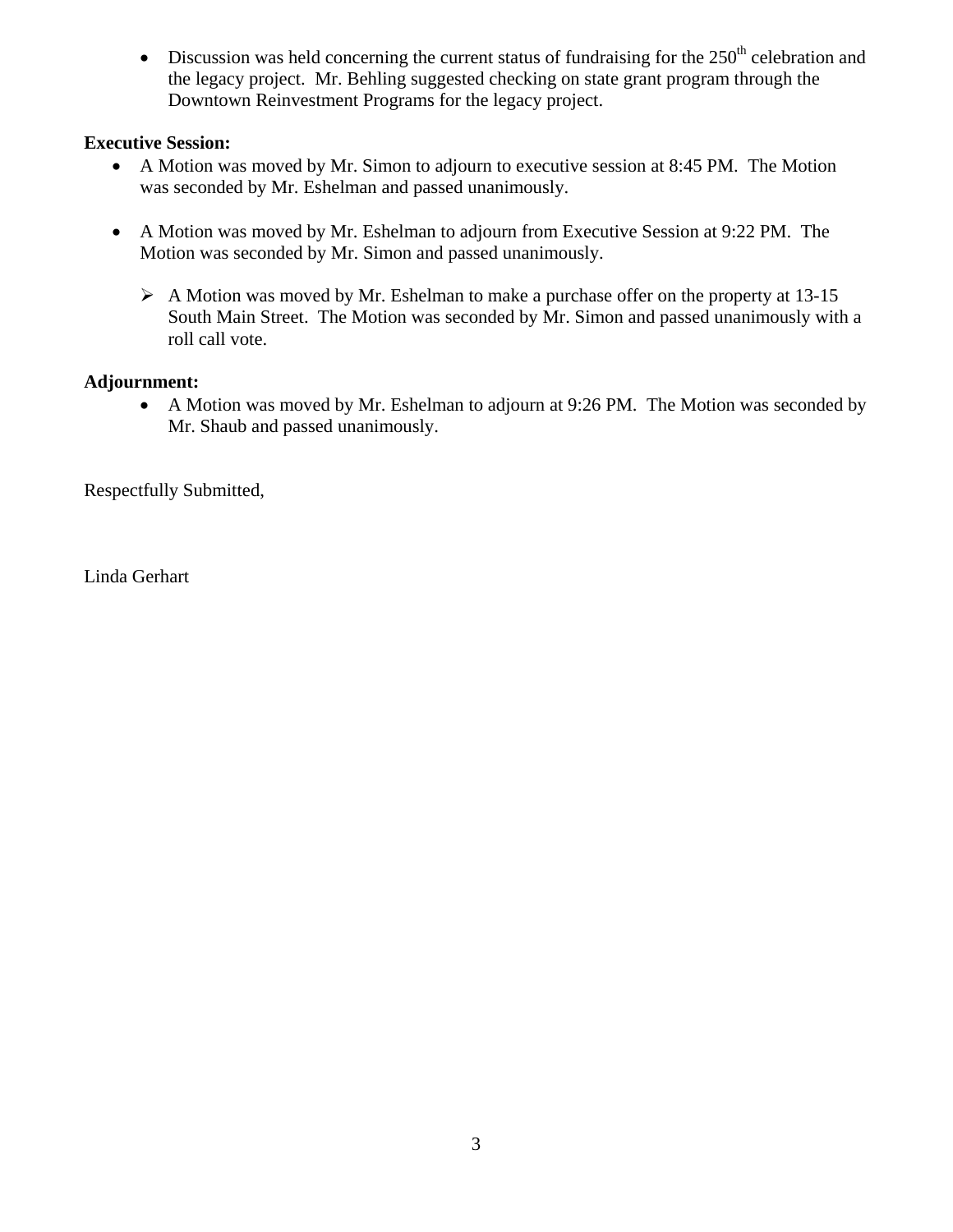- Discussion was held concerning the current status of fundraising for the 250th celebration and the legacy project. Mr. Behling suggested checking on state grant program through the Downtown Reinvestment Programs for the legacy project.

**Executive Session:**

- A Motion was moved by Mr. Simon to adjourn to executive session at 8:45 PM. The Motion was seconded by Mr. Eshelman and passed unanimously.

- A Motion was moved by Mr. Eshelman to adjourn from Executive Session at 9:22 PM. The Motion was seconded by Mr. Simon and passed unanimously.

  - A Motion was moved by Mr. Eshelman to make a purchase offer on the property at 13-15 South Main Street. The Motion was seconded by Mr. Simon and passed unanimously with a roll call vote.

**Adjournment:**

- A Motion was moved by Mr. Eshelman to adjourn at 9:26 PM. The Motion was seconded by Mr. Shaub and passed unanimously.

Respectfully Submitted,

Linda Gerhart